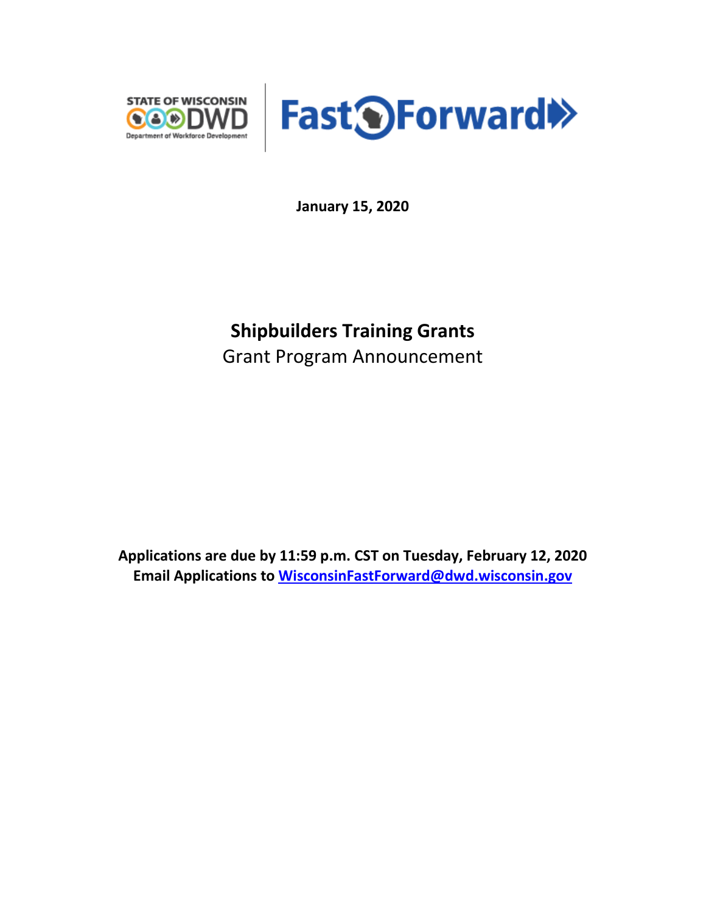STATE OF WISCONSIN DWD Department of Workforce Development | Fast Forward

**January 15, 2020**

# Shipbuilders Training Grants

Grant Program Announcement

**Applications are due by 11:59 p.m. CST on Tuesday, February 12, 2020**
**Email Applications to WisconsinFastForward@dwd.wisconsin.gov**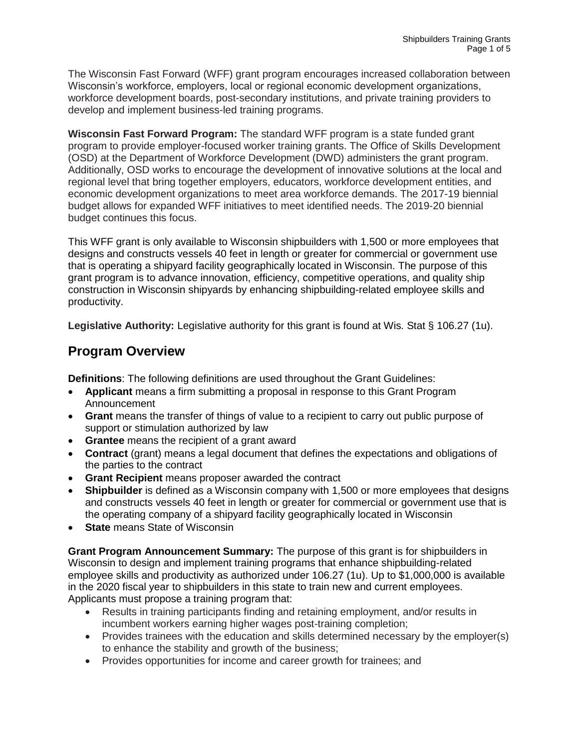The Wisconsin Fast Forward (WFF) grant program encourages increased collaboration between Wisconsin's workforce, employers, local or regional economic development organizations, workforce development boards, post-secondary institutions, and private training providers to develop and implement business-led training programs.

**Wisconsin Fast Forward Program:** The standard WFF program is a state funded grant program to provide employer-focused worker training grants. The Office of Skills Development (OSD) at the Department of Workforce Development (DWD) administers the grant program. Additionally, OSD works to encourage the development of innovative solutions at the local and regional level that bring together employers, educators, workforce development entities, and economic development organizations to meet area workforce demands. The 2017-19 biennial budget allows for expanded WFF initiatives to meet identified needs. The 2019-20 biennial budget continues this focus.

This WFF grant is only available to Wisconsin shipbuilders with 1,500 or more employees that designs and constructs vessels 40 feet in length or greater for commercial or government use that is operating a shipyard facility geographically located in Wisconsin. The purpose of this grant program is to advance innovation, efficiency, competitive operations, and quality ship construction in Wisconsin shipyards by enhancing shipbuilding-related employee skills and productivity.

**Legislative Authority:** Legislative authority for this grant is found at Wis. Stat § 106.27 (1u).

## Program Overview

**Definitions**: The following definitions are used throughout the Grant Guidelines:

- **Applicant** means a firm submitting a proposal in response to this Grant Program Announcement
- **Grant** means the transfer of things of value to a recipient to carry out public purpose of support or stimulation authorized by law
- **Grantee** means the recipient of a grant award
- **Contract** (grant) means a legal document that defines the expectations and obligations of the parties to the contract
- **Grant Recipient** means proposer awarded the contract
- **Shipbuilder** is defined as a Wisconsin company with 1,500 or more employees that designs and constructs vessels 40 feet in length or greater for commercial or government use that is the operating company of a shipyard facility geographically located in Wisconsin
- **State** means State of Wisconsin

**Grant Program Announcement Summary:** The purpose of this grant is for shipbuilders in Wisconsin to design and implement training programs that enhance shipbuilding-related employee skills and productivity as authorized under 106.27 (1u). Up to $1,000,000 is available in the 2020 fiscal year to shipbuilders in this state to train new and current employees. Applicants must propose a training program that:

- Results in training participants finding and retaining employment, and/or results in incumbent workers earning higher wages post-training completion;
- Provides trainees with the education and skills determined necessary by the employer(s) to enhance the stability and growth of the business;
- Provides opportunities for income and career growth for trainees; and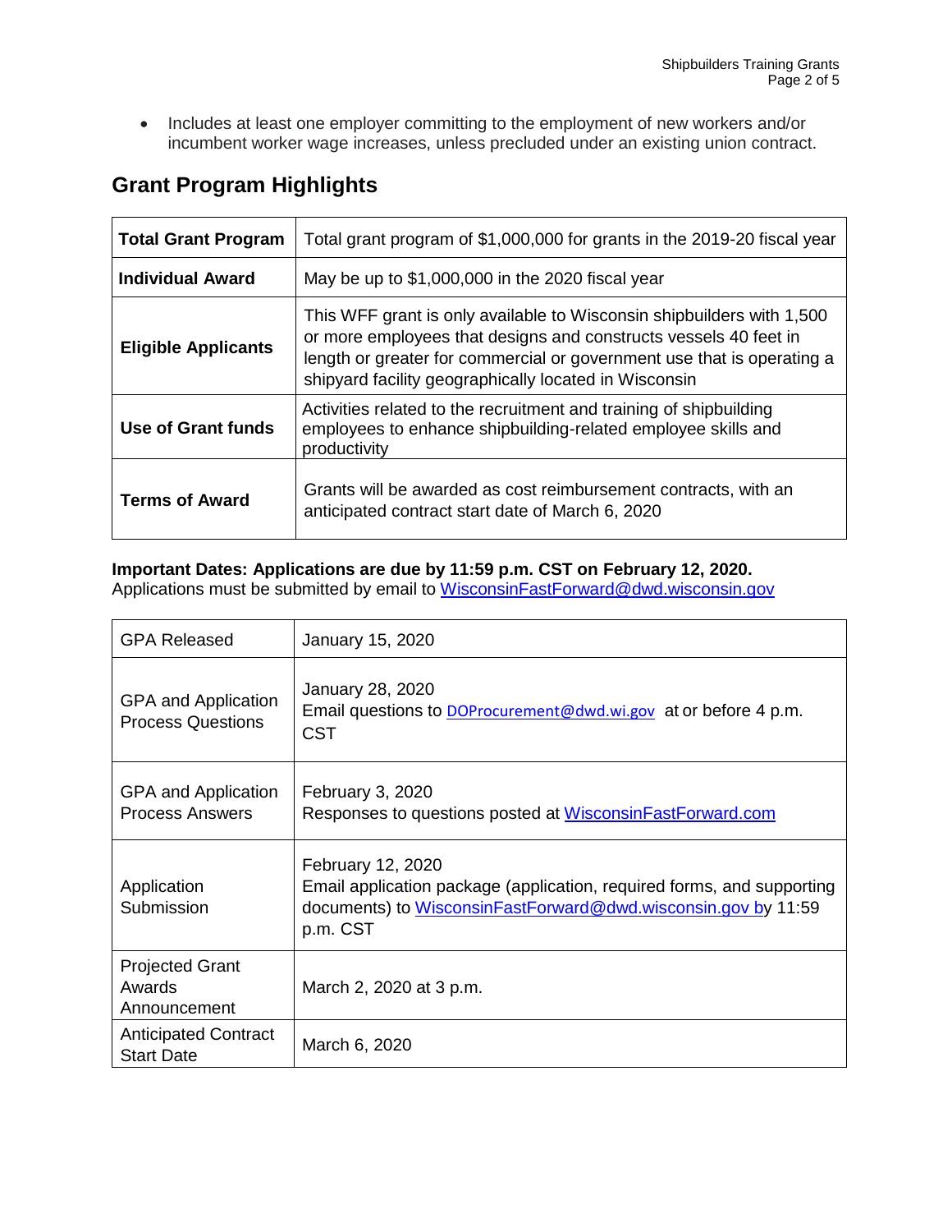- Includes at least one employer committing to the employment of new workers and/or incumbent worker wage increases, unless precluded under an existing union contract.

## Grant Program Highlights

| **Total Grant Program** | Total grant program of $1,000,000 for grants in the 2019-20 fiscal year |
|---|---|
| **Individual Award** | May be up to $1,000,000 in the 2020 fiscal year |
| **Eligible Applicants** | This WFF grant is only available to Wisconsin shipbuilders with 1,500 or more employees that designs and constructs vessels 40 feet in length or greater for commercial or government use that is operating a shipyard facility geographically located in Wisconsin |
| **Use of Grant funds** | Activities related to the recruitment and training of shipbuilding employees to enhance shipbuilding-related employee skills and productivity |
| **Terms of Award** | Grants will be awarded as cost reimbursement contracts, with an anticipated contract start date of March 6, 2020 |

**Important Dates: Applications are due by 11:59 p.m. CST on February 12, 2020.**
Applications must be submitted by email to WisconsinFastForward@dwd.wisconsin.gov

| GPA Released | January 15, 2020 |
|---|---|
| GPA and Application Process Questions | January 28, 2020<br>Email questions to DOProcurement@dwd.wi.gov at or before 4 p.m. CST |
| GPA and Application Process Answers | February 3, 2020<br>Responses to questions posted at WisconsinFastForward.com |
| Application Submission | February 12, 2020<br>Email application package (application, required forms, and supporting documents) to WisconsinFastForward@dwd.wisconsin.gov by 11:59 p.m. CST |
| Projected Grant Awards Announcement | March 2, 2020 at 3 p.m. |
| Anticipated Contract Start Date | March 6, 2020 |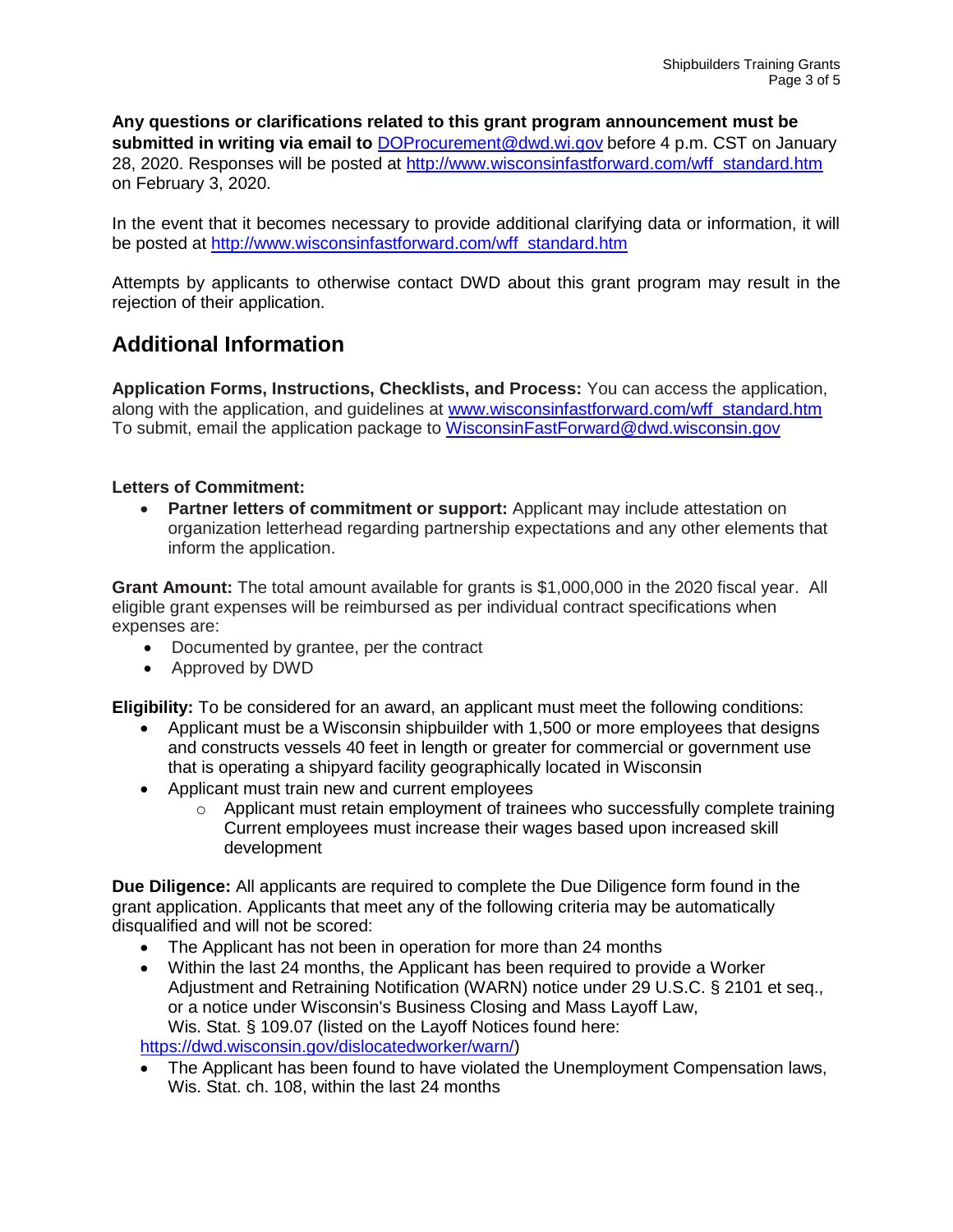**Any questions or clarifications related to this grant program announcement must be submitted in writing via email to** DOProcurement@dwd.wi.gov before 4 p.m. CST on January 28, 2020. Responses will be posted at http://www.wisconsinfastforward.com/wff_standard.htm on February 3, 2020.

In the event that it becomes necessary to provide additional clarifying data or information, it will be posted at http://www.wisconsinfastforward.com/wff_standard.htm

Attempts by applicants to otherwise contact DWD about this grant program may result in the rejection of their application.

## Additional Information

**Application Forms, Instructions, Checklists, and Process:** You can access the application, along with the application, and guidelines at www.wisconsinfastforward.com/wff_standard.htm To submit, email the application package to WisconsinFastForward@dwd.wisconsin.gov

**Letters of Commitment:**

- **Partner letters of commitment or support:** Applicant may include attestation on organization letterhead regarding partnership expectations and any other elements that inform the application.

**Grant Amount:** The total amount available for grants is $1,000,000 in the 2020 fiscal year. All eligible grant expenses will be reimbursed as per individual contract specifications when expenses are:

- Documented by grantee, per the contract
- Approved by DWD

**Eligibility:** To be considered for an award, an applicant must meet the following conditions:

- Applicant must be a Wisconsin shipbuilder with 1,500 or more employees that designs and constructs vessels 40 feet in length or greater for commercial or government use that is operating a shipyard facility geographically located in Wisconsin
- Applicant must train new and current employees
  - Applicant must retain employment of trainees who successfully complete training Current employees must increase their wages based upon increased skill development

**Due Diligence:** All applicants are required to complete the Due Diligence form found in the grant application. Applicants that meet any of the following criteria may be automatically disqualified and will not be scored:

- The Applicant has not been in operation for more than 24 months
- Within the last 24 months, the Applicant has been required to provide a Worker Adjustment and Retraining Notification (WARN) notice under 29 U.S.C. § 2101 et seq., or a notice under Wisconsin's Business Closing and Mass Layoff Law, Wis. Stat. § 109.07 (listed on the Layoff Notices found here: https://dwd.wisconsin.gov/dislocatedworker/warn/)
- The Applicant has been found to have violated the Unemployment Compensation laws, Wis. Stat. ch. 108, within the last 24 months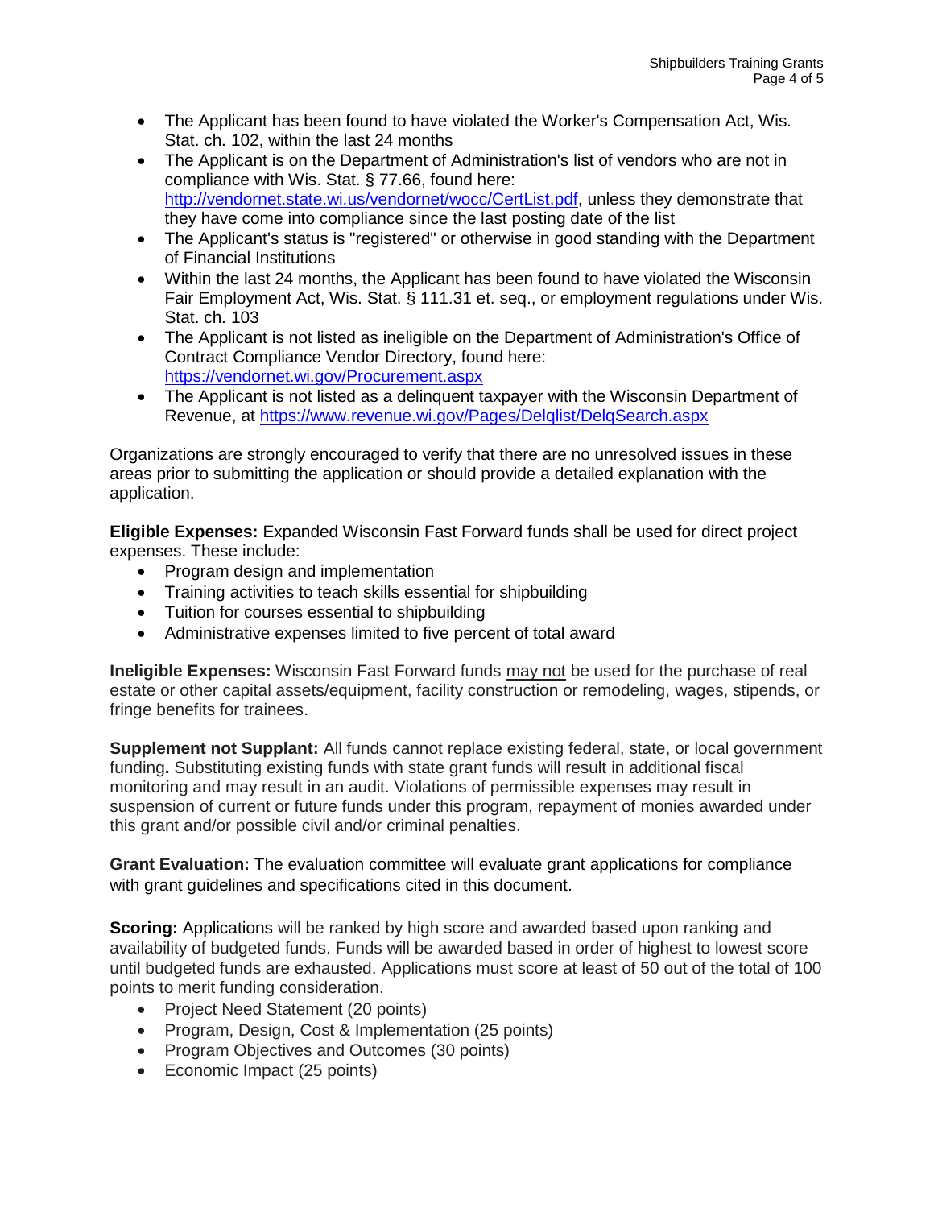- The Applicant has been found to have violated the Worker's Compensation Act, Wis. Stat. ch. 102, within the last 24 months
- The Applicant is on the Department of Administration's list of vendors who are not in compliance with Wis. Stat. § 77.66, found here: http://vendornet.state.wi.us/vendornet/wocc/CertList.pdf, unless they demonstrate that they have come into compliance since the last posting date of the list
- The Applicant's status is "registered" or otherwise in good standing with the Department of Financial Institutions
- Within the last 24 months, the Applicant has been found to have violated the Wisconsin Fair Employment Act, Wis. Stat. § 111.31 et. seq., or employment regulations under Wis. Stat. ch. 103
- The Applicant is not listed as ineligible on the Department of Administration's Office of Contract Compliance Vendor Directory, found here: https://vendornet.wi.gov/Procurement.aspx
- The Applicant is not listed as a delinquent taxpayer with the Wisconsin Department of Revenue, at https://www.revenue.wi.gov/Pages/Delqlist/DelqSearch.aspx

Organizations are strongly encouraged to verify that there are no unresolved issues in these areas prior to submitting the application or should provide a detailed explanation with the application.

**Eligible Expenses:** Expanded Wisconsin Fast Forward funds shall be used for direct project expenses. These include:

- Program design and implementation
- Training activities to teach skills essential for shipbuilding
- Tuition for courses essential to shipbuilding
- Administrative expenses limited to five percent of total award

**Ineligible Expenses:** Wisconsin Fast Forward funds <u>may not</u> be used for the purchase of real estate or other capital assets/equipment, facility construction or remodeling, wages, stipends, or fringe benefits for trainees.

**Supplement not Supplant:** All funds cannot replace existing federal, state, or local government funding**.** Substituting existing funds with state grant funds will result in additional fiscal monitoring and may result in an audit. Violations of permissible expenses may result in suspension of current or future funds under this program, repayment of monies awarded under this grant and/or possible civil and/or criminal penalties.

**Grant Evaluation:** The evaluation committee will evaluate grant applications for compliance with grant guidelines and specifications cited in this document.

**Scoring:** Applications will be ranked by high score and awarded based upon ranking and availability of budgeted funds. Funds will be awarded based in order of highest to lowest score until budgeted funds are exhausted. Applications must score at least of 50 out of the total of 100 points to merit funding consideration.

- Project Need Statement (20 points)
- Program, Design, Cost & Implementation (25 points)
- Program Objectives and Outcomes (30 points)
- Economic Impact (25 points)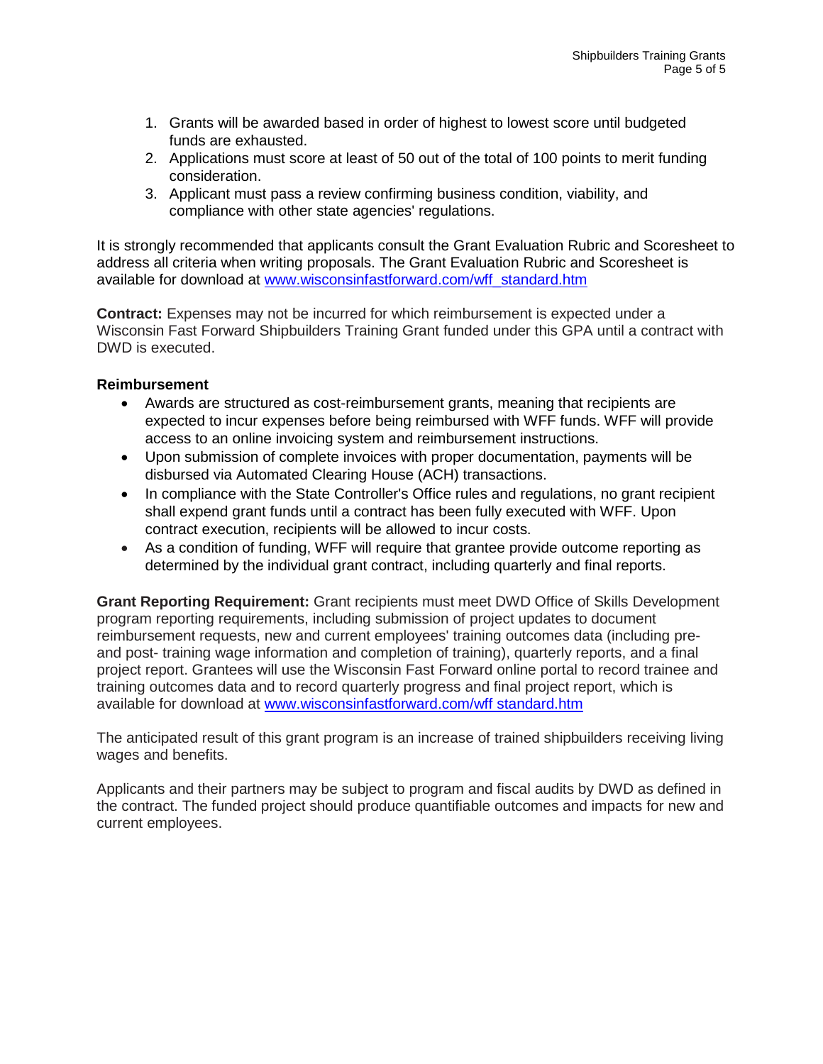1. Grants will be awarded based in order of highest to lowest score until budgeted funds are exhausted.
2. Applications must score at least of 50 out of the total of 100 points to merit funding consideration.
3. Applicant must pass a review confirming business condition, viability, and compliance with other state agencies' regulations.

It is strongly recommended that applicants consult the Grant Evaluation Rubric and Scoresheet to address all criteria when writing proposals. The Grant Evaluation Rubric and Scoresheet is available for download at www.wisconsinfastforward.com/wff_standard.htm

**Contract:** Expenses may not be incurred for which reimbursement is expected under a Wisconsin Fast Forward Shipbuilders Training Grant funded under this GPA until a contract with DWD is executed.

**Reimbursement**

- Awards are structured as cost-reimbursement grants, meaning that recipients are expected to incur expenses before being reimbursed with WFF funds. WFF will provide access to an online invoicing system and reimbursement instructions.
- Upon submission of complete invoices with proper documentation, payments will be disbursed via Automated Clearing House (ACH) transactions.
- In compliance with the State Controller's Office rules and regulations, no grant recipient shall expend grant funds until a contract has been fully executed with WFF. Upon contract execution, recipients will be allowed to incur costs.
- As a condition of funding, WFF will require that grantee provide outcome reporting as determined by the individual grant contract, including quarterly and final reports.

**Grant Reporting Requirement:** Grant recipients must meet DWD Office of Skills Development program reporting requirements, including submission of project updates to document reimbursement requests, new and current employees' training outcomes data (including pre- and post- training wage information and completion of training), quarterly reports, and a final project report. Grantees will use the Wisconsin Fast Forward online portal to record trainee and training outcomes data and to record quarterly progress and final project report, which is available for download at www.wisconsinfastforward.com/wff standard.htm

The anticipated result of this grant program is an increase of trained shipbuilders receiving living wages and benefits.

Applicants and their partners may be subject to program and fiscal audits by DWD as defined in the contract. The funded project should produce quantifiable outcomes and impacts for new and current employees.